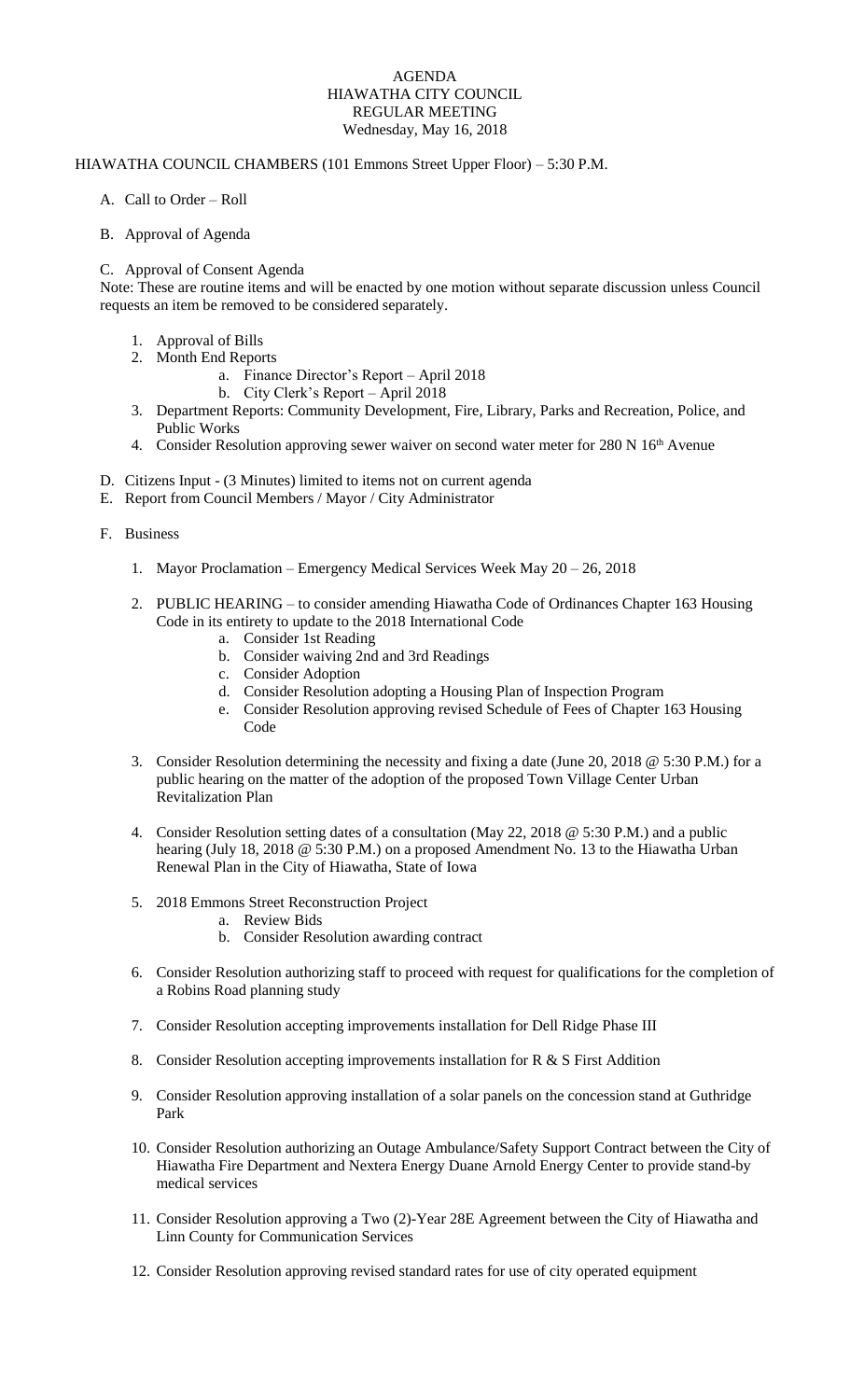# AGENDA
## HIAWATHA CITY COUNCIL
## REGULAR MEETING
### Wednesday, May 16, 2018

HIAWATHA COUNCIL CHAMBERS (101 Emmons Street Upper Floor) – 5:30 P.M.

A. Call to Order – Roll

B. Approval of Agenda

C. Approval of Consent Agenda

Note: These are routine items and will be enacted by one motion without separate discussion unless Council requests an item be removed to be considered separately.

1. Approval of Bills
2. Month End Reports
   a. Finance Director's Report – April 2018
   b. City Clerk's Report – April 2018
3. Department Reports: Community Development, Fire, Library, Parks and Recreation, Police, and Public Works
4. Consider Resolution approving sewer waiver on second water meter for 280 N 16th Avenue

D. Citizens Input - (3 Minutes) limited to items not on current agenda

E. Report from Council Members / Mayor / City Administrator

F. Business

1. Mayor Proclamation – Emergency Medical Services Week May 20 – 26, 2018

2. PUBLIC HEARING – to consider amending Hiawatha Code of Ordinances Chapter 163 Housing Code in its entirety to update to the 2018 International Code
   a. Consider 1st Reading
   b. Consider waiving 2nd and 3rd Readings
   c. Consider Adoption
   d. Consider Resolution adopting a Housing Plan of Inspection Program
   e. Consider Resolution approving revised Schedule of Fees of Chapter 163 Housing Code

3. Consider Resolution determining the necessity and fixing a date (June 20, 2018 @ 5:30 P.M.) for a public hearing on the matter of the adoption of the proposed Town Village Center Urban Revitalization Plan

4. Consider Resolution setting dates of a consultation (May 22, 2018 @ 5:30 P.M.) and a public hearing (July 18, 2018 @ 5:30 P.M.) on a proposed Amendment No. 13 to the Hiawatha Urban Renewal Plan in the City of Hiawatha, State of Iowa

5. 2018 Emmons Street Reconstruction Project
   a. Review Bids
   b. Consider Resolution awarding contract

6. Consider Resolution authorizing staff to proceed with request for qualifications for the completion of a Robins Road planning study

7. Consider Resolution accepting improvements installation for Dell Ridge Phase III

8. Consider Resolution accepting improvements installation for R & S First Addition

9. Consider Resolution approving installation of a solar panels on the concession stand at Guthridge Park

10. Consider Resolution authorizing an Outage Ambulance/Safety Support Contract between the City of Hiawatha Fire Department and Nextera Energy Duane Arnold Energy Center to provide stand-by medical services

11. Consider Resolution approving a Two (2)-Year 28E Agreement between the City of Hiawatha and Linn County for Communication Services

12. Consider Resolution approving revised standard rates for use of city operated equipment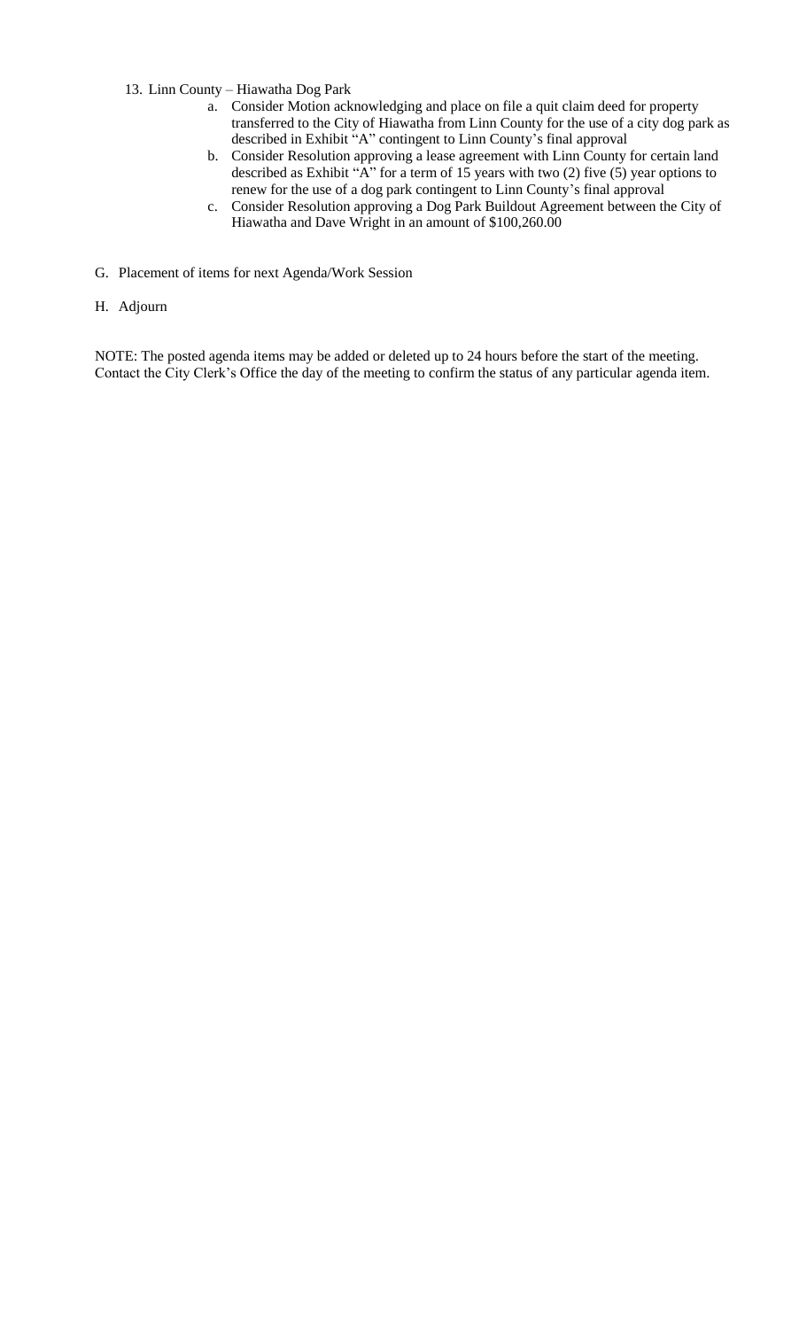13. Linn County – Hiawatha Dog Park
    a. Consider Motion acknowledging and place on file a quit claim deed for property transferred to the City of Hiawatha from Linn County for the use of a city dog park as described in Exhibit "A" contingent to Linn County's final approval
    b. Consider Resolution approving a lease agreement with Linn County for certain land described as Exhibit "A" for a term of 15 years with two (2) five (5) year options to renew for the use of a dog park contingent to Linn County's final approval
    c. Consider Resolution approving a Dog Park Buildout Agreement between the City of Hiawatha and Dave Wright in an amount of $100,260.00

G. Placement of items for next Agenda/Work Session

H. Adjourn

NOTE: The posted agenda items may be added or deleted up to 24 hours before the start of the meeting. Contact the City Clerk's Office the day of the meeting to confirm the status of any particular agenda item.